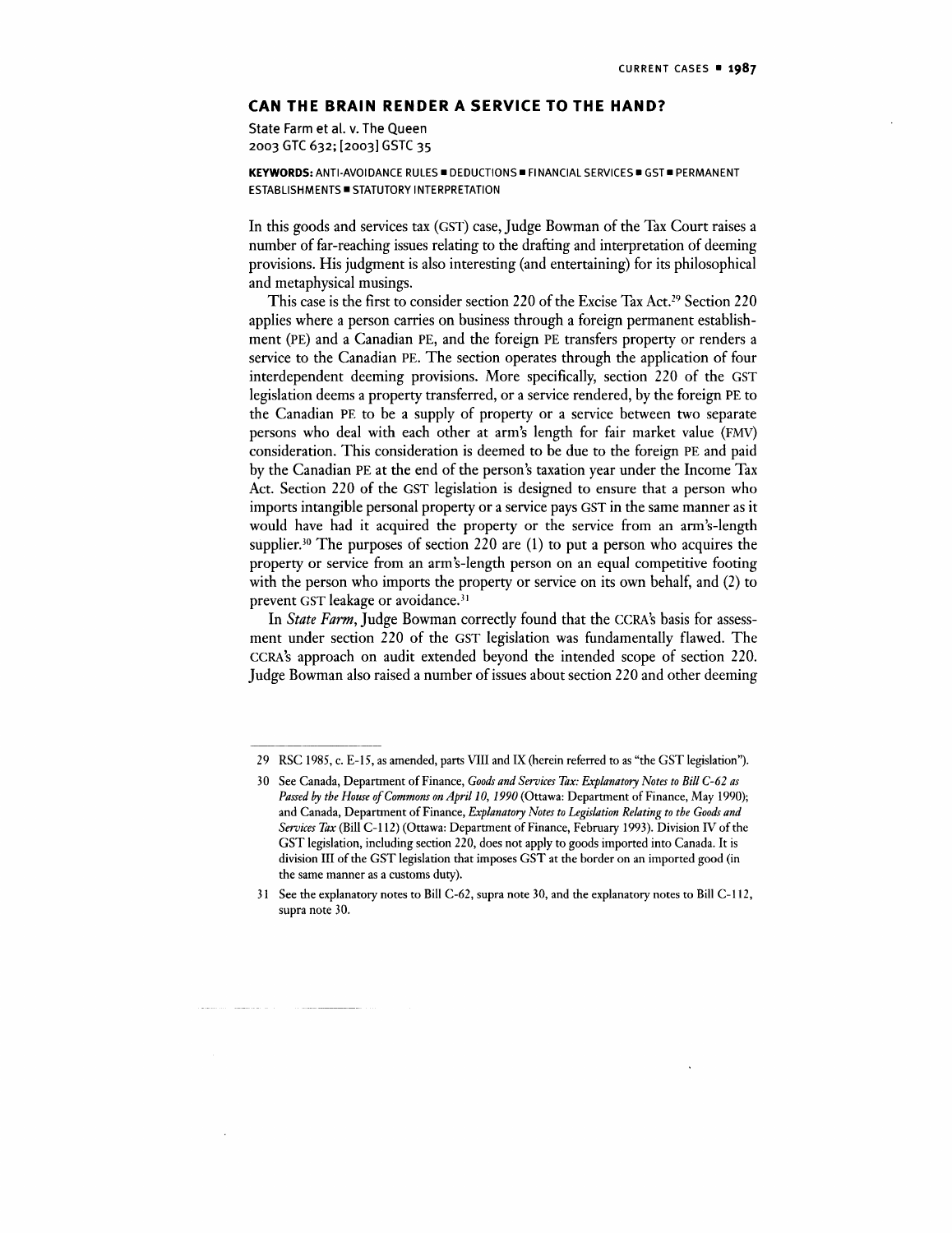## CAN THE BRAIN RENDER A SERVICE TO THE HAND?

State Farm et al. v. The Queen
2003 GTC 632; [2003] GSTC 35

**KEYWORDS:** ANTI-AVOIDANCE RULES ■ DEDUCTIONS ■ FINANCIAL SERVICES ■ GST ■ PERMANENT ESTABLISHMENTS ■ STATUTORY INTERPRETATION

In this goods and services tax (GST) case, Judge Bowman of the Tax Court raises a number of far-reaching issues relating to the drafting and interpretation of deeming provisions. His judgment is also interesting (and entertaining) for its philosophical and metaphysical musings.

This case is the first to consider section 220 of the Excise Tax Act.[29] Section 220 applies where a person carries on business through a foreign permanent establishment (PE) and a Canadian PE, and the foreign PE transfers property or renders a service to the Canadian PE. The section operates through the application of four interdependent deeming provisions. More specifically, section 220 of the GST legislation deems a property transferred, or a service rendered, by the foreign PE to the Canadian PE to be a supply of property or a service between two separate persons who deal with each other at arm's length for fair market value (FMV) consideration. This consideration is deemed to be due to the foreign PE and paid by the Canadian PE at the end of the person's taxation year under the Income Tax Act. Section 220 of the GST legislation is designed to ensure that a person who imports intangible personal property or a service pays GST in the same manner as it would have had it acquired the property or the service from an arm's-length supplier.[30] The purposes of section 220 are (1) to put a person who acquires the property or service from an arm's-length person on an equal competitive footing with the person who imports the property or service on its own behalf, and (2) to prevent GST leakage or avoidance.[31]

In *State Farm*, Judge Bowman correctly found that the CCRA's basis for assessment under section 220 of the GST legislation was fundamentally flawed. The CCRA's approach on audit extended beyond the intended scope of section 220. Judge Bowman also raised a number of issues about section 220 and other deeming

---

29 RSC 1985, c. E-15, as amended, parts VIII and IX (herein referred to as "the GST legislation").

30 See Canada, Department of Finance, *Goods and Services Tax: Explanatory Notes to Bill C-62 as Passed by the House of Commons on April 10, 1990* (Ottawa: Department of Finance, May 1990); and Canada, Department of Finance, *Explanatory Notes to Legislation Relating to the Goods and Services Tax* (Bill C-112) (Ottawa: Department of Finance, February 1993). Division IV of the GST legislation, including section 220, does not apply to goods imported into Canada. It is division III of the GST legislation that imposes GST at the border on an imported good (in the same manner as a customs duty).

31 See the explanatory notes to Bill C-62, supra note 30, and the explanatory notes to Bill C-112, supra note 30.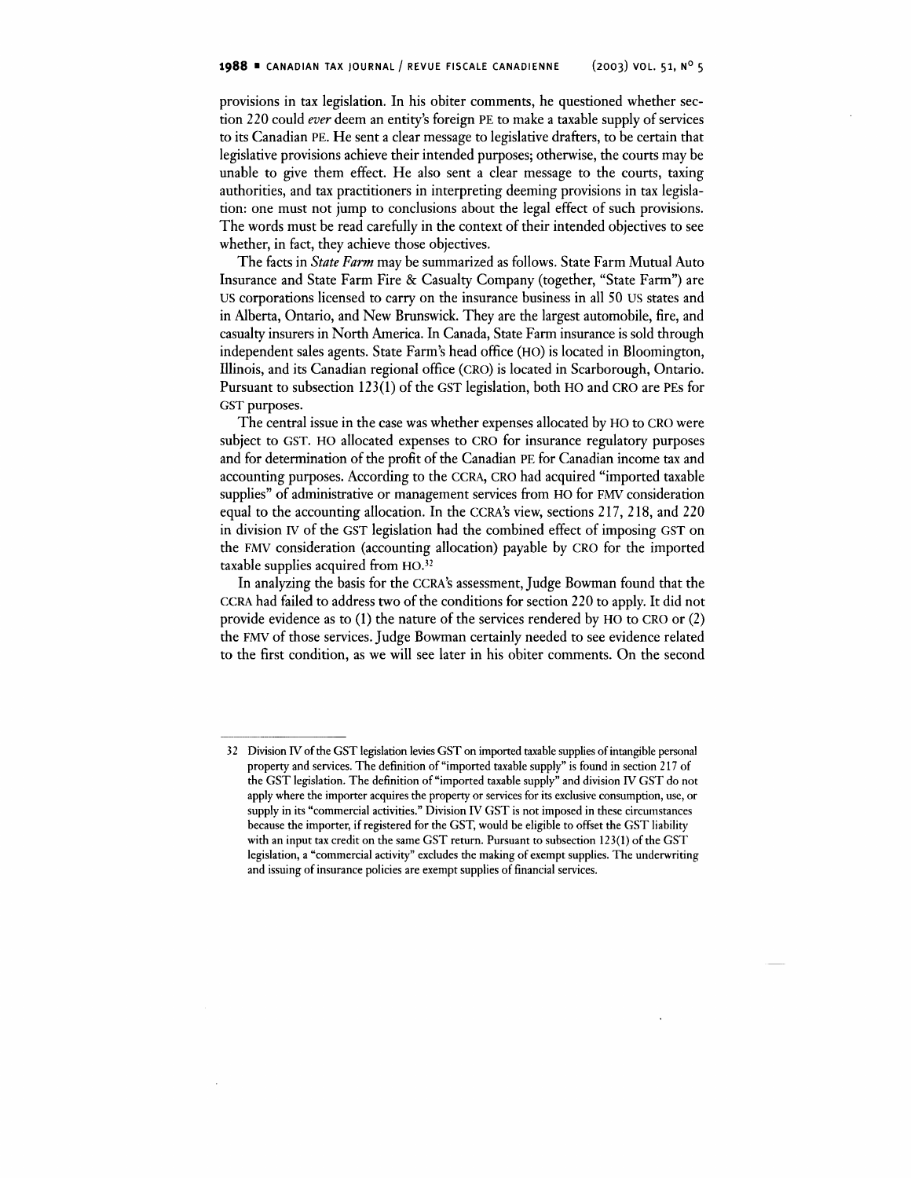provisions in tax legislation. In his obiter comments, he questioned whether section 220 could *ever* deem an entity's foreign PE to make a taxable supply of services to its Canadian PE. He sent a clear message to legislative drafters, to be certain that legislative provisions achieve their intended purposes; otherwise, the courts may be unable to give them effect. He also sent a clear message to the courts, taxing authorities, and tax practitioners in interpreting deeming provisions in tax legislation: one must not jump to conclusions about the legal effect of such provisions. The words must be read carefully in the context of their intended objectives to see whether, in fact, they achieve those objectives.

The facts in *State Farm* may be summarized as follows. State Farm Mutual Auto Insurance and State Farm Fire & Casualty Company (together, "State Farm") are US corporations licensed to carry on the insurance business in all 50 US states and in Alberta, Ontario, and New Brunswick. They are the largest automobile, fire, and casualty insurers in North America. In Canada, State Farm insurance is sold through independent sales agents. State Farm's head office (HO) is located in Bloomington, Illinois, and its Canadian regional office (CRO) is located in Scarborough, Ontario. Pursuant to subsection 123(1) of the GST legislation, both HO and CRO are PEs for GST purposes.

The central issue in the case was whether expenses allocated by HO to CRO were subject to GST. HO allocated expenses to CRO for insurance regulatory purposes and for determination of the profit of the Canadian PE for Canadian income tax and accounting purposes. According to the CCRA, CRO had acquired "imported taxable supplies" of administrative or management services from HO for FMV consideration equal to the accounting allocation. In the CCRA's view, sections 217, 218, and 220 in division IV of the GST legislation had the combined effect of imposing GST on the FMV consideration (accounting allocation) payable by CRO for the imported taxable supplies acquired from HO.[32]

In analyzing the basis for the CCRA's assessment, Judge Bowman found that the CCRA had failed to address two of the conditions for section 220 to apply. It did not provide evidence as to (1) the nature of the services rendered by HO to CRO or (2) the FMV of those services. Judge Bowman certainly needed to see evidence related to the first condition, as we will see later in his obiter comments. On the second

---

32 Division IV of the GST legislation levies GST on imported taxable supplies of intangible personal property and services. The definition of "imported taxable supply" is found in section 217 of the GST legislation. The definition of "imported taxable supply" and division IV GST do not apply where the importer acquires the property or services for its exclusive consumption, use, or supply in its "commercial activities." Division IV GST is not imposed in these circumstances because the importer, if registered for the GST, would be eligible to offset the GST liability with an input tax credit on the same GST return. Pursuant to subsection 123(1) of the GST legislation, a "commercial activity" excludes the making of exempt supplies. The underwriting and issuing of insurance policies are exempt supplies of financial services.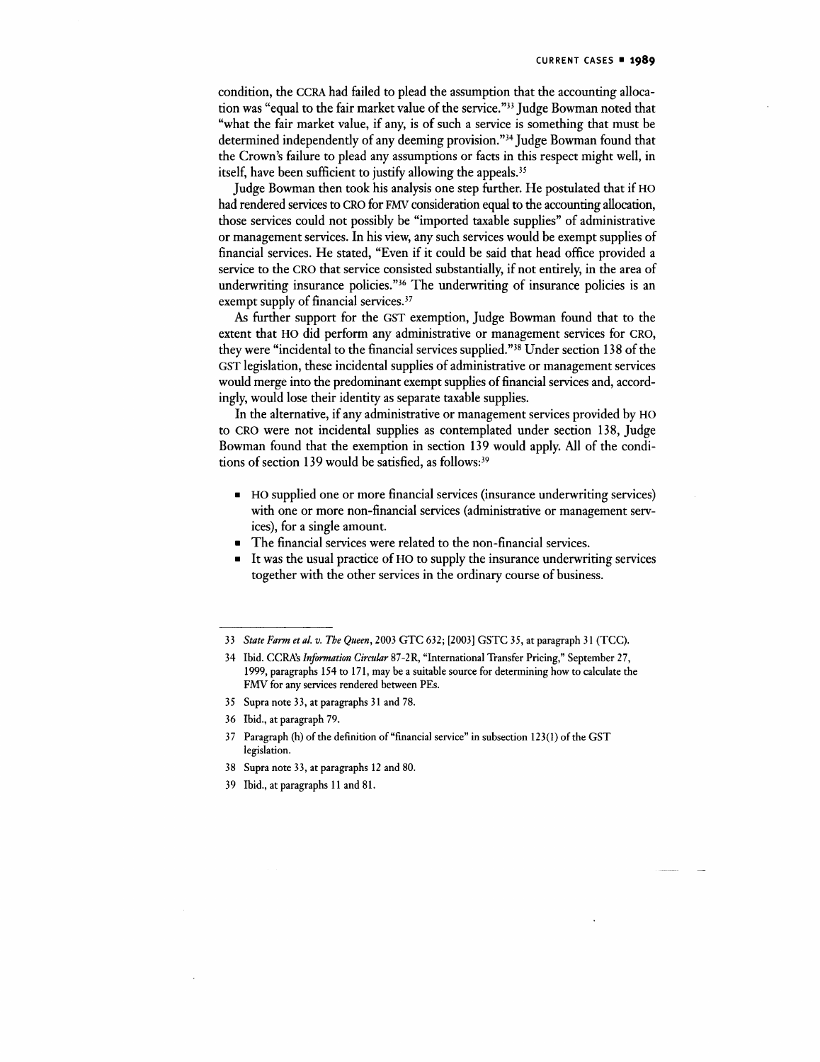condition, the CCRA had failed to plead the assumption that the accounting allocation was "equal to the fair market value of the service."[33] Judge Bowman noted that "what the fair market value, if any, is of such a service is something that must be determined independently of any deeming provision."[34] Judge Bowman found that the Crown's failure to plead any assumptions or facts in this respect might well, in itself, have been sufficient to justify allowing the appeals.[35]

Judge Bowman then took his analysis one step further. He postulated that if HO had rendered services to CRO for FMV consideration equal to the accounting allocation, those services could not possibly be "imported taxable supplies" of administrative or management services. In his view, any such services would be exempt supplies of financial services. He stated, "Even if it could be said that head office provided a service to the CRO that service consisted substantially, if not entirely, in the area of underwriting insurance policies."[36] The underwriting of insurance policies is an exempt supply of financial services.[37]

As further support for the GST exemption, Judge Bowman found that to the extent that HO did perform any administrative or management services for CRO, they were "incidental to the financial services supplied."[38] Under section 138 of the GST legislation, these incidental supplies of administrative or management services would merge into the predominant exempt supplies of financial services and, accordingly, would lose their identity as separate taxable supplies.

In the alternative, if any administrative or management services provided by HO to CRO were not incidental supplies as contemplated under section 138, Judge Bowman found that the exemption in section 139 would apply. All of the conditions of section 139 would be satisfied, as follows:[39]

- HO supplied one or more financial services (insurance underwriting services) with one or more non-financial services (administrative or management services), for a single amount.
- The financial services were related to the non-financial services.
- It was the usual practice of HO to supply the insurance underwriting services together with the other services in the ordinary course of business.

---

33 *State Farm et al. v. The Queen*, 2003 GTC 632; [2003] GSTC 35, at paragraph 31 (TCC).

34 Ibid. CCRA's *Information Circular* 87-2R, "International Transfer Pricing," September 27, 1999, paragraphs 154 to 171, may be a suitable source for determining how to calculate the FMV for any services rendered between PEs.

35 Supra note 33, at paragraphs 31 and 78.

36 Ibid., at paragraph 79.

37 Paragraph (h) of the definition of "financial service" in subsection 123(1) of the GST legislation.

38 Supra note 33, at paragraphs 12 and 80.

39 Ibid., at paragraphs 11 and 81.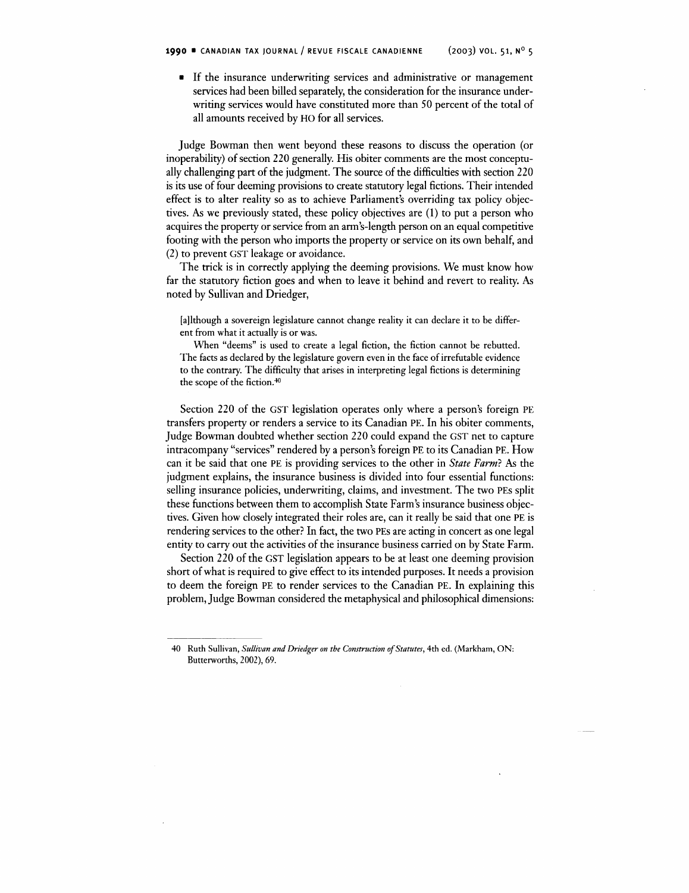- If the insurance underwriting services and administrative or management services had been billed separately, the consideration for the insurance underwriting services would have constituted more than 50 percent of the total of all amounts received by HO for all services.

Judge Bowman then went beyond these reasons to discuss the operation (or inoperability) of section 220 generally. His obiter comments are the most conceptually challenging part of the judgment. The source of the difficulties with section 220 is its use of four deeming provisions to create statutory legal fictions. Their intended effect is to alter reality so as to achieve Parliament's overriding tax policy objectives. As we previously stated, these policy objectives are (1) to put a person who acquires the property or service from an arm's-length person on an equal competitive footing with the person who imports the property or service on its own behalf, and (2) to prevent GST leakage or avoidance.

The trick is in correctly applying the deeming provisions. We must know how far the statutory fiction goes and when to leave it behind and revert to reality. As noted by Sullivan and Driedger,

> [a]lthough a sovereign legislature cannot change reality it can declare it to be different from what it actually is or was.
>
> When "deems" is used to create a legal fiction, the fiction cannot be rebutted. The facts as declared by the legislature govern even in the face of irrefutable evidence to the contrary. The difficulty that arises in interpreting legal fictions is determining the scope of the fiction.[40]

Section 220 of the GST legislation operates only where a person's foreign PE transfers property or renders a service to its Canadian PE. In his obiter comments, Judge Bowman doubted whether section 220 could expand the GST net to capture intracompany "services" rendered by a person's foreign PE to its Canadian PE. How can it be said that one PE is providing services to the other in *State Farm*? As the judgment explains, the insurance business is divided into four essential functions: selling insurance policies, underwriting, claims, and investment. The two PEs split these functions between them to accomplish State Farm's insurance business objectives. Given how closely integrated their roles are, can it really be said that one PE is rendering services to the other? In fact, the two PEs are acting in concert as one legal entity to carry out the activities of the insurance business carried on by State Farm.

Section 220 of the GST legislation appears to be at least one deeming provision short of what is required to give effect to its intended purposes. It needs a provision to deem the foreign PE to render services to the Canadian PE. In explaining this problem, Judge Bowman considered the metaphysical and philosophical dimensions:

---

40 Ruth Sullivan, *Sullivan and Driedger on the Construction of Statutes*, 4th ed. (Markham, ON: Butterworths, 2002), 69.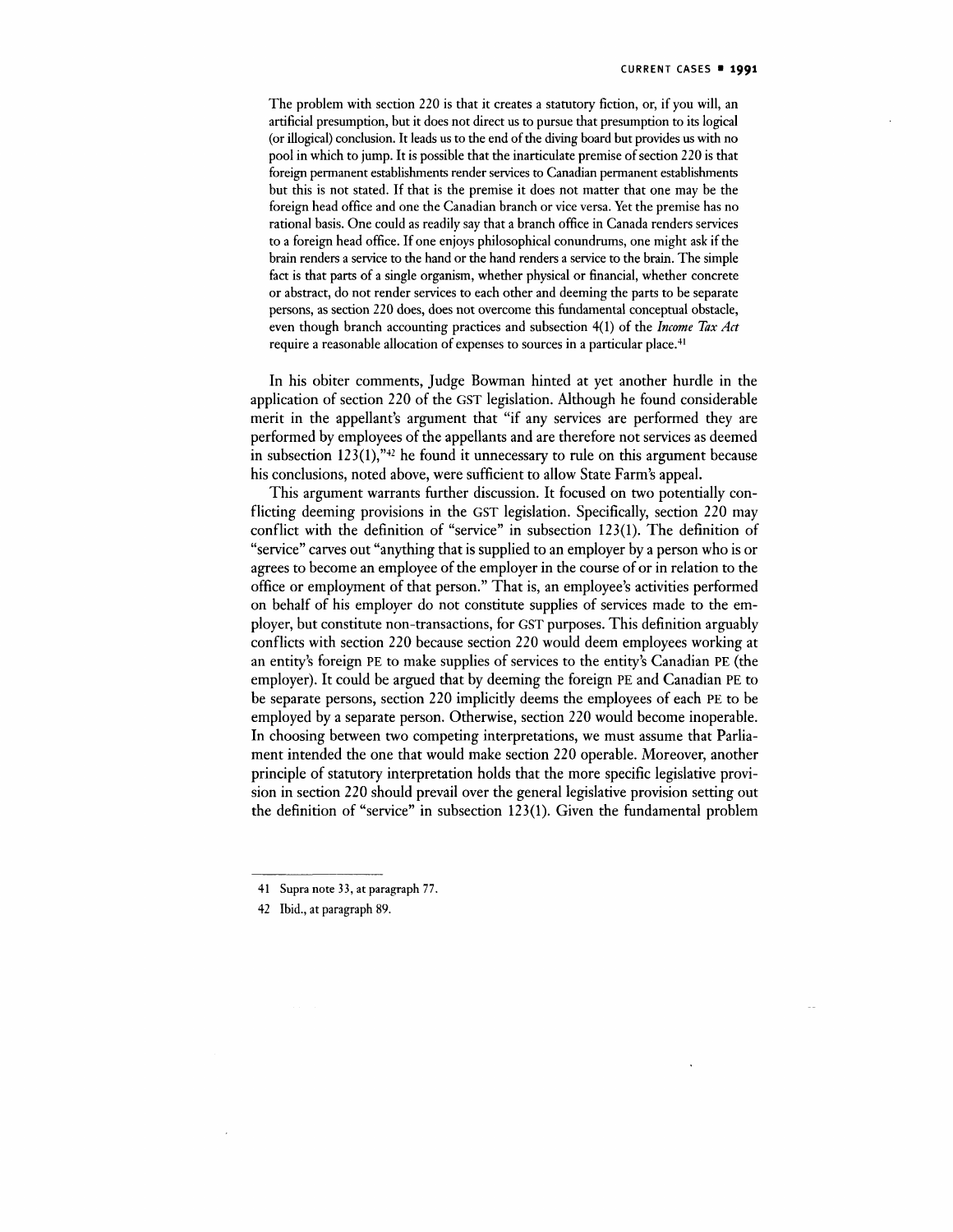> The problem with section 220 is that it creates a statutory fiction, or, if you will, an artificial presumption, but it does not direct us to pursue that presumption to its logical (or illogical) conclusion. It leads us to the end of the diving board but provides us with no pool in which to jump. It is possible that the inarticulate premise of section 220 is that foreign permanent establishments render services to Canadian permanent establishments but this is not stated. If that is the premise it does not matter that one may be the foreign head office and one the Canadian branch or vice versa. Yet the premise has no rational basis. One could as readily say that a branch office in Canada renders services to a foreign head office. If one enjoys philosophical conundrums, one might ask if the brain renders a service to the hand or the hand renders a service to the brain. The simple fact is that parts of a single organism, whether physical or financial, whether concrete or abstract, do not render services to each other and deeming the parts to be separate persons, as section 220 does, does not overcome this fundamental conceptual obstacle, even though branch accounting practices and subsection 4(1) of the *Income Tax Act* require a reasonable allocation of expenses to sources in a particular place.[41]

In his obiter comments, Judge Bowman hinted at yet another hurdle in the application of section 220 of the GST legislation. Although he found considerable merit in the appellant's argument that "if any services are performed they are performed by employees of the appellants and are therefore not services as deemed in subsection 123(1),"[42] he found it unnecessary to rule on this argument because his conclusions, noted above, were sufficient to allow State Farm's appeal.

This argument warrants further discussion. It focused on two potentially conflicting deeming provisions in the GST legislation. Specifically, section 220 may conflict with the definition of "service" in subsection 123(1). The definition of "service" carves out "anything that is supplied to an employer by a person who is or agrees to become an employee of the employer in the course of or in relation to the office or employment of that person." That is, an employee's activities performed on behalf of his employer do not constitute supplies of services made to the employer, but constitute non-transactions, for GST purposes. This definition arguably conflicts with section 220 because section 220 would deem employees working at an entity's foreign PE to make supplies of services to the entity's Canadian PE (the employer). It could be argued that by deeming the foreign PE and Canadian PE to be separate persons, section 220 implicitly deems the employees of each PE to be employed by a separate person. Otherwise, section 220 would become inoperable. In choosing between two competing interpretations, we must assume that Parliament intended the one that would make section 220 operable. Moreover, another principle of statutory interpretation holds that the more specific legislative provision in section 220 should prevail over the general legislative provision setting out the definition of "service" in subsection 123(1). Given the fundamental problem

---

41 Supra note 33, at paragraph 77.

42 Ibid., at paragraph 89.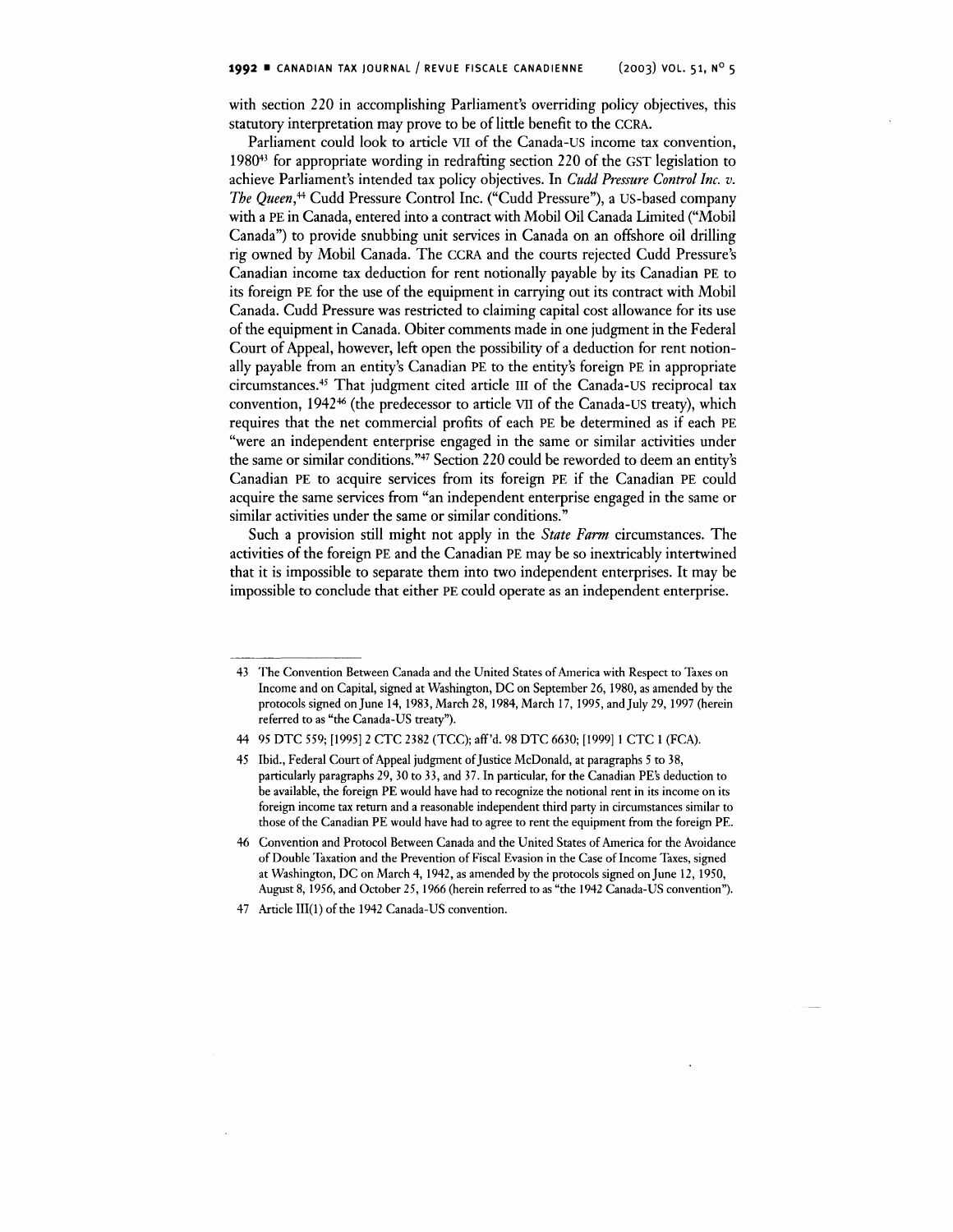with section 220 in accomplishing Parliament's overriding policy objectives, this statutory interpretation may prove to be of little benefit to the CCRA.

Parliament could look to article VII of the Canada-US income tax convention, 1980[43] for appropriate wording in redrafting section 220 of the GST legislation to achieve Parliament's intended tax policy objectives. In *Cudd Pressure Control Inc. v. The Queen*,[44] Cudd Pressure Control Inc. ("Cudd Pressure"), a US-based company with a PE in Canada, entered into a contract with Mobil Oil Canada Limited ("Mobil Canada") to provide snubbing unit services in Canada on an offshore oil drilling rig owned by Mobil Canada. The CCRA and the courts rejected Cudd Pressure's Canadian income tax deduction for rent notionally payable by its Canadian PE to its foreign PE for the use of the equipment in carrying out its contract with Mobil Canada. Cudd Pressure was restricted to claiming capital cost allowance for its use of the equipment in Canada. Obiter comments made in one judgment in the Federal Court of Appeal, however, left open the possibility of a deduction for rent notionally payable from an entity's Canadian PE to the entity's foreign PE in appropriate circumstances.[45] That judgment cited article III of the Canada-US reciprocal tax convention, 1942[46] (the predecessor to article VII of the Canada-US treaty), which requires that the net commercial profits of each PE be determined as if each PE "were an independent enterprise engaged in the same or similar activities under the same or similar conditions."[47] Section 220 could be reworded to deem an entity's Canadian PE to acquire services from its foreign PE if the Canadian PE could acquire the same services from "an independent enterprise engaged in the same or similar activities under the same or similar conditions."

Such a provision still might not apply in the *State Farm* circumstances. The activities of the foreign PE and the Canadian PE may be so inextricably intertwined that it is impossible to separate them into two independent enterprises. It may be impossible to conclude that either PE could operate as an independent enterprise.

---

43 The Convention Between Canada and the United States of America with Respect to Taxes on Income and on Capital, signed at Washington, DC on September 26, 1980, as amended by the protocols signed on June 14, 1983, March 28, 1984, March 17, 1995, and July 29, 1997 (herein referred to as "the Canada-US treaty").

44 95 DTC 559; [1995] 2 CTC 2382 (TCC); aff'd. 98 DTC 6630; [1999] 1 CTC 1 (FCA).

45 Ibid., Federal Court of Appeal judgment of Justice McDonald, at paragraphs 5 to 38, particularly paragraphs 29, 30 to 33, and 37. In particular, for the Canadian PE's deduction to be available, the foreign PE would have had to recognize the notional rent in its income on its foreign income tax return and a reasonable independent third party in circumstances similar to those of the Canadian PE would have had to agree to rent the equipment from the foreign PE.

46 Convention and Protocol Between Canada and the United States of America for the Avoidance of Double Taxation and the Prevention of Fiscal Evasion in the Case of Income Taxes, signed at Washington, DC on March 4, 1942, as amended by the protocols signed on June 12, 1950, August 8, 1956, and October 25, 1966 (herein referred to as "the 1942 Canada-US convention").

47 Article III(1) of the 1942 Canada-US convention.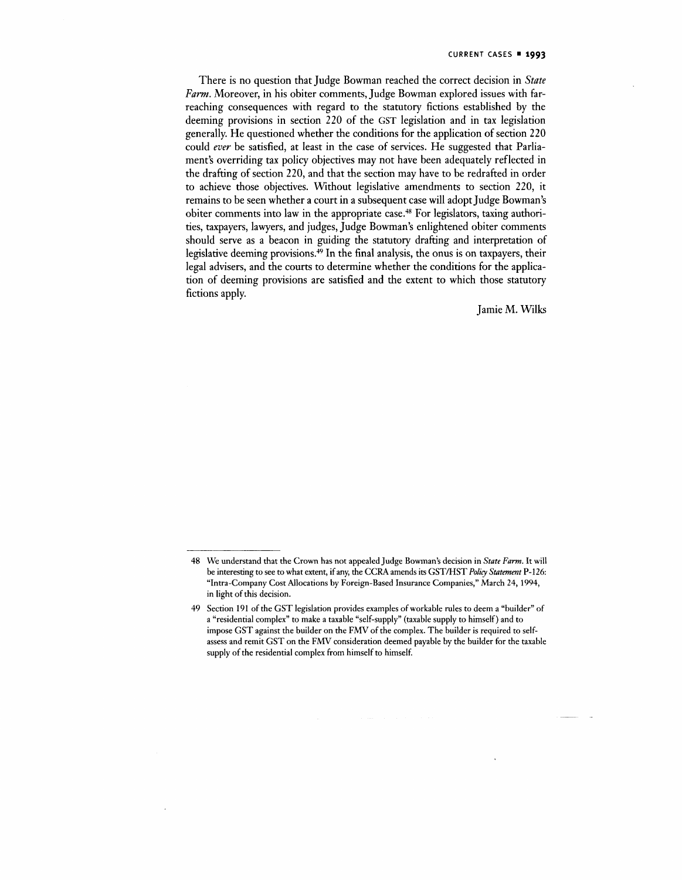There is no question that Judge Bowman reached the correct decision in *State Farm*. Moreover, in his obiter comments, Judge Bowman explored issues with far-reaching consequences with regard to the statutory fictions established by the deeming provisions in section 220 of the GST legislation and in tax legislation generally. He questioned whether the conditions for the application of section 220 could *ever* be satisfied, at least in the case of services. He suggested that Parliament's overriding tax policy objectives may not have been adequately reflected in the drafting of section 220, and that the section may have to be redrafted in order to achieve those objectives. Without legislative amendments to section 220, it remains to be seen whether a court in a subsequent case will adopt Judge Bowman's obiter comments into law in the appropriate case.[48] For legislators, taxing authorities, taxpayers, lawyers, and judges, Judge Bowman's enlightened obiter comments should serve as a beacon in guiding the statutory drafting and interpretation of legislative deeming provisions.[49] In the final analysis, the onus is on taxpayers, their legal advisers, and the courts to determine whether the conditions for the application of deeming provisions are satisfied and the extent to which those statutory fictions apply.

Jamie M. Wilks

---

48 We understand that the Crown has not appealed Judge Bowman's decision in *State Farm*. It will be interesting to see to what extent, if any, the CCRA amends its GST/HST *Policy Statement* P-126: "Intra-Company Cost Allocations by Foreign-Based Insurance Companies," March 24, 1994, in light of this decision.

49 Section 191 of the GST legislation provides examples of workable rules to deem a "builder" of a "residential complex" to make a taxable "self-supply" (taxable supply to himself) and to impose GST against the builder on the FMV of the complex. The builder is required to self-assess and remit GST on the FMV consideration deemed payable by the builder for the taxable supply of the residential complex from himself to himself.